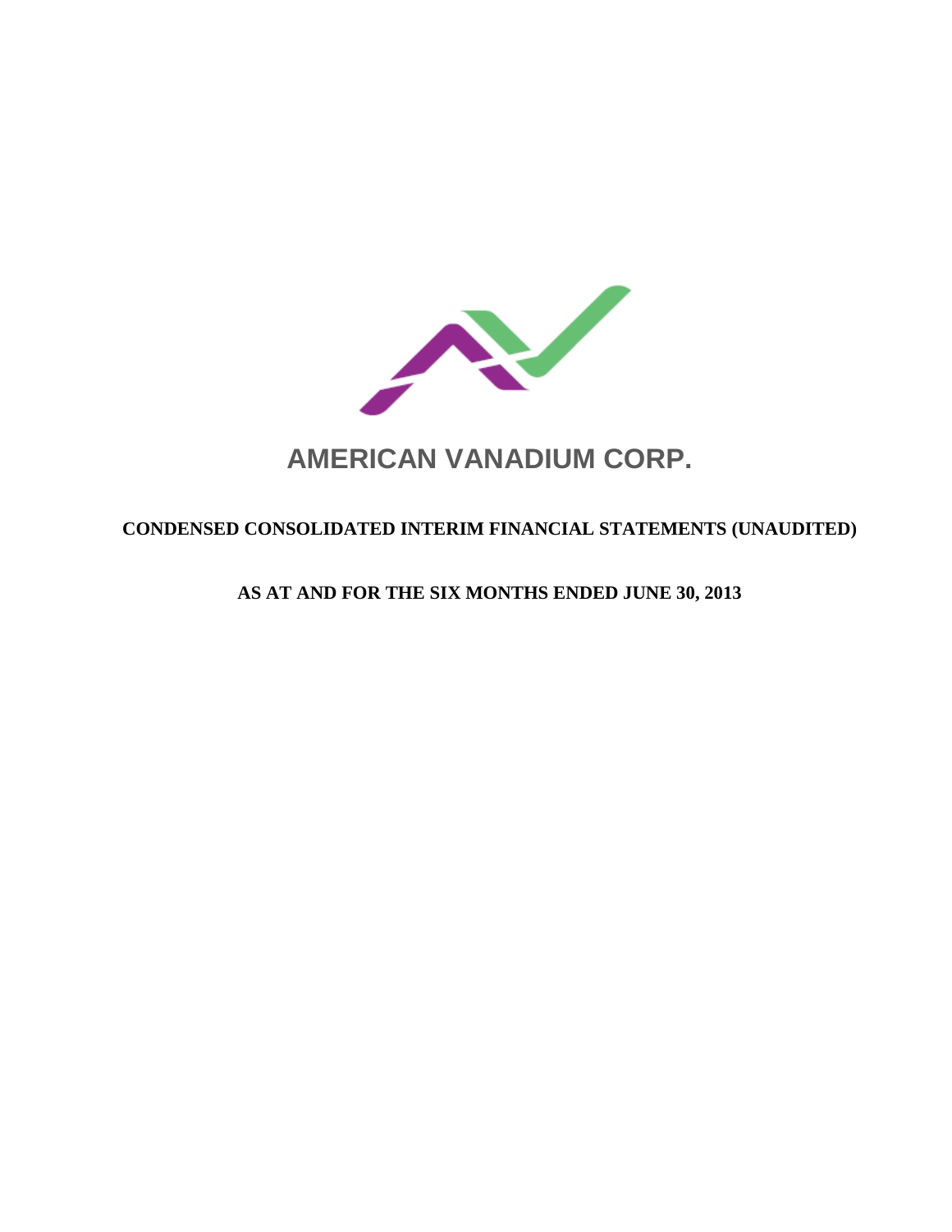# AMERICAN VANADIUM CORP.

## CONDENSED CONSOLIDATED INTERIM FINANCIAL STATEMENTS (UNAUDITED)

## AS AT AND FOR THE SIX MONTHS ENDED JUNE 30, 2013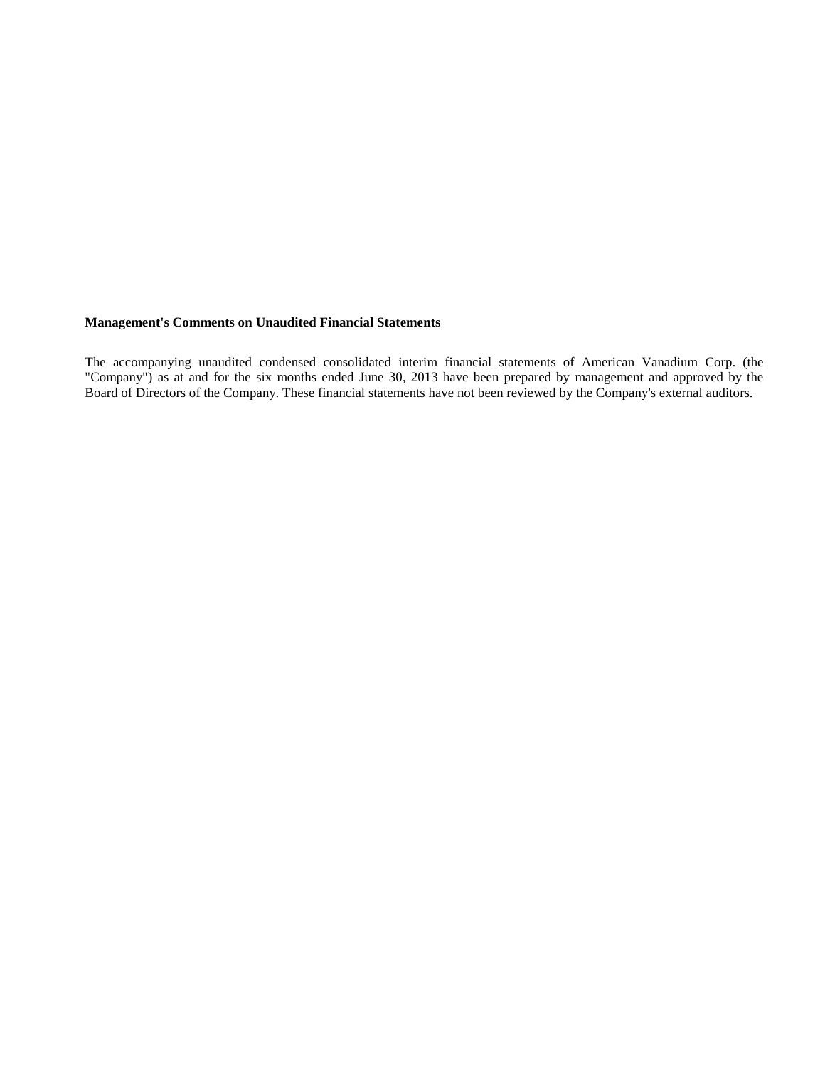**Management's Comments on Unaudited Financial Statements**

The accompanying unaudited condensed consolidated interim financial statements of American Vanadium Corp. (the "Company") as at and for the six months ended June 30, 2013 have been prepared by management and approved by the Board of Directors of the Company. These financial statements have not been reviewed by the Company's external auditors.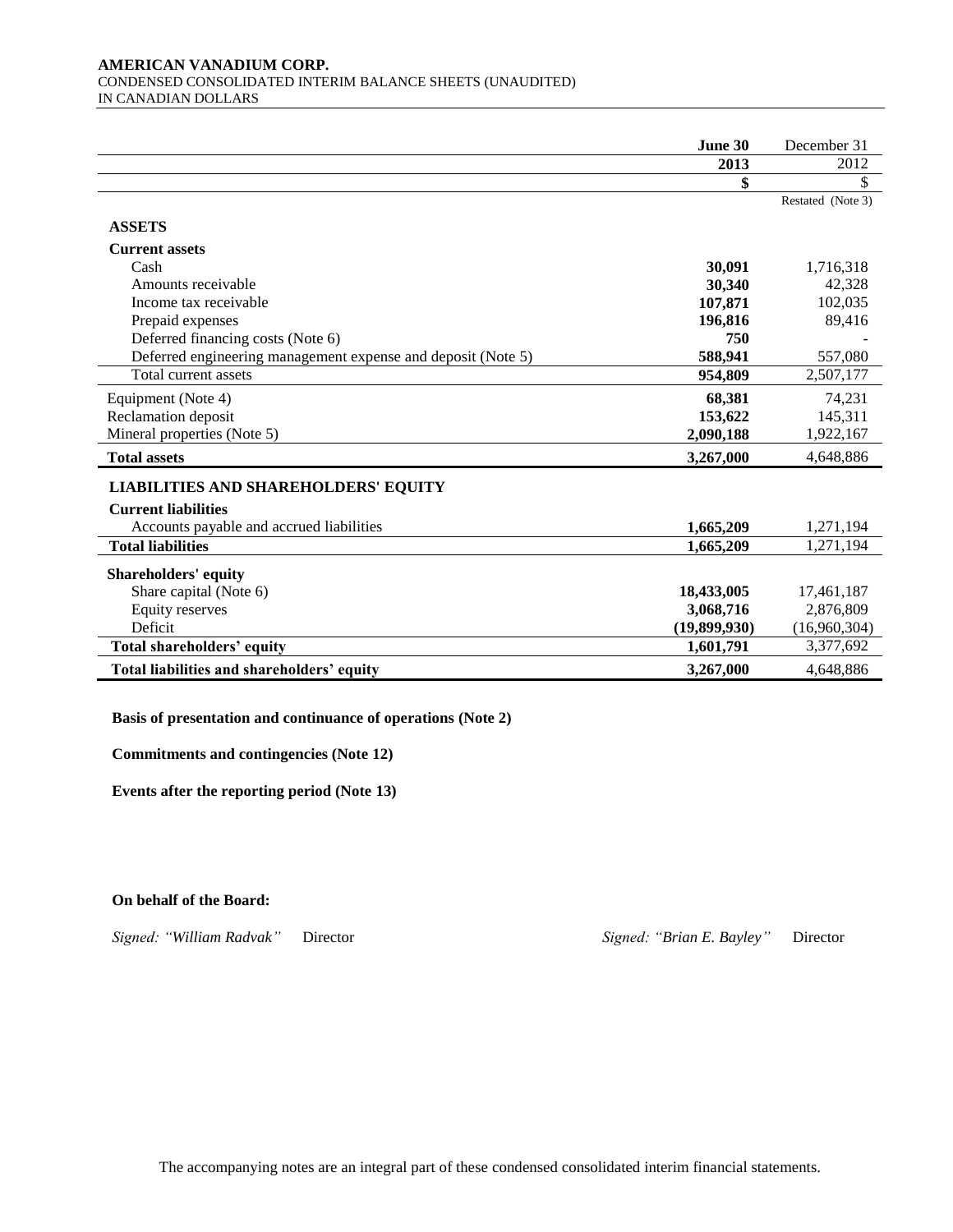**AMERICAN VANADIUM CORP.**
CONDENSED CONSOLIDATED INTERIM BALANCE SHEETS (UNAUDITED)
IN CANADIAN DOLLARS

| | June 30 2013 | December 31 2012 |
|---|---|---|
| | $ | $ |
| | | Restated (Note 3) |
| **ASSETS** | | |
| **Current assets** | | |
| Cash | **30,091** | 1,716,318 |
| Amounts receivable | **30,340** | 42,328 |
| Income tax receivable | **107,871** | 102,035 |
| Prepaid expenses | **196,816** | 89,416 |
| Deferred financing costs (Note 6) | **750** | - |
| Deferred engineering management expense and deposit (Note 5) | **588,941** | 557,080 |
| Total current assets | **954,809** | 2,507,177 |
| Equipment (Note 4) | **68,381** | 74,231 |
| Reclamation deposit | **153,622** | 145,311 |
| Mineral properties (Note 5) | **2,090,188** | 1,922,167 |
| **Total assets** | **3,267,000** | 4,648,886 |
| **LIABILITIES AND SHAREHOLDERS' EQUITY** | | |
| **Current liabilities** | | |
| Accounts payable and accrued liabilities | **1,665,209** | 1,271,194 |
| **Total liabilities** | **1,665,209** | 1,271,194 |
| **Shareholders' equity** | | |
| Share capital (Note 6) | **18,433,005** | 17,461,187 |
| Equity reserves | **3,068,716** | 2,876,809 |
| Deficit | **(19,899,930)** | (16,960,304) |
| **Total shareholders' equity** | **1,601,791** | 3,377,692 |
| **Total liabilities and shareholders' equity** | **3,267,000** | 4,648,886 |

**Basis of presentation and continuance of operations (Note 2)**

**Commitments and contingencies (Note 12)**

**Events after the reporting period (Note 13)**

**On behalf of the Board:**

*Signed: "William Radvak"* Director *Signed: "Brian E. Bayley"* Director

The accompanying notes are an integral part of these condensed consolidated interim financial statements.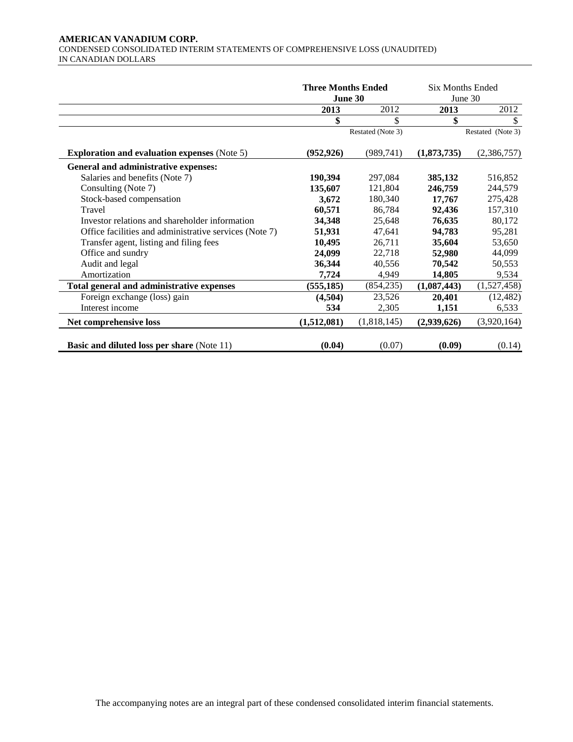**AMERICAN VANADIUM CORP.**
CONDENSED CONSOLIDATED INTERIM STATEMENTS OF COMPREHENSIVE LOSS (UNAUDITED)
IN CANADIAN DOLLARS

| | **Three Months Ended June 30** | | Six Months Ended June 30 | |
|---|---|---|---|---|
| | **2013** | 2012 | **2013** | 2012 |
| | **$** | $ | **$** | $ |
| | | Restated (Note 3) | | Restated (Note 3) |
| **Exploration and evaluation expenses** (Note 5) | **(952,926)** | (989,741) | **(1,873,735)** | (2,386,757) |
| **General and administrative expenses:** | | | | |
| Salaries and benefits (Note 7) | **190,394** | 297,084 | **385,132** | 516,852 |
| Consulting (Note 7) | **135,607** | 121,804 | **246,759** | 244,579 |
| Stock-based compensation | **3,672** | 180,340 | **17,767** | 275,428 |
| Travel | **60,571** | 86,784 | **92,436** | 157,310 |
| Investor relations and shareholder information | **34,348** | 25,648 | **76,635** | 80,172 |
| Office facilities and administrative services (Note 7) | **51,931** | 47,641 | **94,783** | 95,281 |
| Transfer agent, listing and filing fees | **10,495** | 26,711 | **35,604** | 53,650 |
| Office and sundry | **24,099** | 22,718 | **52,980** | 44,099 |
| Audit and legal | **36,344** | 40,556 | **70,542** | 50,553 |
| Amortization | **7,724** | 4,949 | **14,805** | 9,534 |
| **Total general and administrative expenses** | **(555,185)** | (854,235) | **(1,087,443)** | (1,527,458) |
| Foreign exchange (loss) gain | **(4,504)** | 23,526 | **20,401** | (12,482) |
| Interest income | **534** | 2,305 | **1,151** | 6,533 |
| **Net comprehensive loss** | **(1,512,081)** | (1,818,145) | **(2,939,626)** | (3,920,164) |
| **Basic and diluted loss per share** (Note 11) | **(0.04)** | (0.07) | **(0.09)** | (0.14) |

The accompanying notes are an integral part of these condensed consolidated interim financial statements.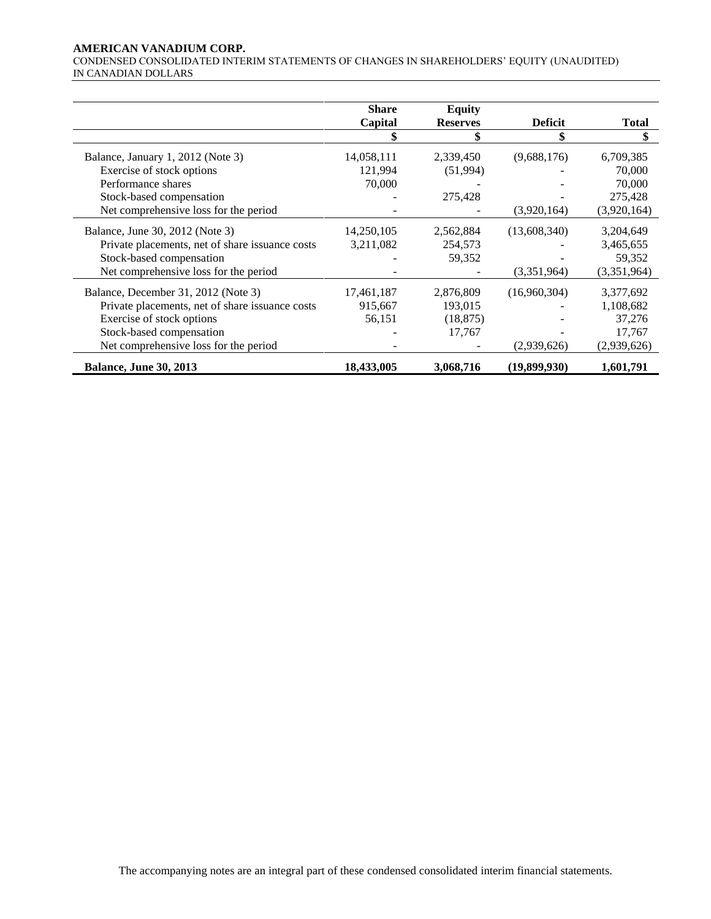**AMERICAN VANADIUM CORP.**
CONDENSED CONSOLIDATED INTERIM STATEMENTS OF CHANGES IN SHAREHOLDERS' EQUITY (UNAUDITED)
IN CANADIAN DOLLARS

| | Share Capital | Equity Reserves | Deficit | Total |
|---|---|---|---|---|
| | $ | $ | $ | $ |
| Balance, January 1, 2012 (Note 3) | 14,058,111 | 2,339,450 | (9,688,176) | 6,709,385 |
| Exercise of stock options | 121,994 | (51,994) | - | 70,000 |
| Performance shares | 70,000 | - | - | 70,000 |
| Stock-based compensation | - | 275,428 | - | 275,428 |
| Net comprehensive loss for the period | - | - | (3,920,164) | (3,920,164) |
| Balance, June 30, 2012 (Note 3) | 14,250,105 | 2,562,884 | (13,608,340) | 3,204,649 |
| Private placements, net of share issuance costs | 3,211,082 | 254,573 | - | 3,465,655 |
| Stock-based compensation | - | 59,352 | - | 59,352 |
| Net comprehensive loss for the period | - | - | (3,351,964) | (3,351,964) |
| Balance, December 31, 2012 (Note 3) | 17,461,187 | 2,876,809 | (16,960,304) | 3,377,692 |
| Private placements, net of share issuance costs | 915,667 | 193,015 | - | 1,108,682 |
| Exercise of stock options | 56,151 | (18,875) | - | 37,276 |
| Stock-based compensation | - | 17,767 | - | 17,767 |
| Net comprehensive loss for the period | - | - | (2,939,626) | (2,939,626) |
| **Balance, June 30, 2013** | **18,433,005** | **3,068,716** | **(19,899,930)** | **1,601,791** |

The accompanying notes are an integral part of these condensed consolidated interim financial statements.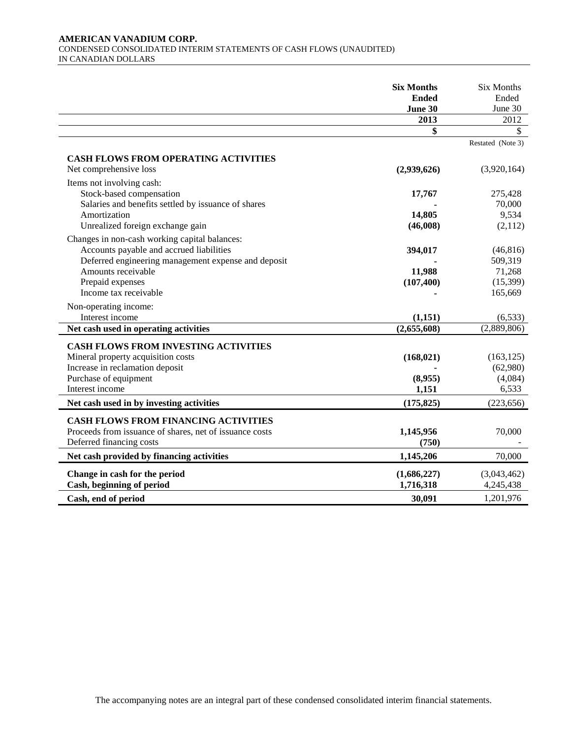**AMERICAN VANADIUM CORP.**
CONDENSED CONSOLIDATED INTERIM STATEMENTS OF CASH FLOWS (UNAUDITED)
IN CANADIAN DOLLARS

| | **Six Months Ended June 30 2013** | Six Months Ended June 30 2012 |
|---|---|---|
| | **$** | $ |
| | | Restated (Note 3) |
| **CASH FLOWS FROM OPERATING ACTIVITIES** | | |
| Net comprehensive loss | **(2,939,626)** | (3,920,164) |
| Items not involving cash: | | |
| Stock-based compensation | **17,767** | 275,428 |
| Salaries and benefits settled by issuance of shares | **-** | 70,000 |
| Amortization | **14,805** | 9,534 |
| Unrealized foreign exchange gain | **(46,008)** | (2,112) |
| Changes in non-cash working capital balances: | | |
| Accounts payable and accrued liabilities | **394,017** | (46,816) |
| Deferred engineering management expense and deposit | **-** | 509,319 |
| Amounts receivable | **11,988** | 71,268 |
| Prepaid expenses | **(107,400)** | (15,399) |
| Income tax receivable | **-** | 165,669 |
| Non-operating income: | | |
| Interest income | **(1,151)** | (6,533) |
| **Net cash used in operating activities** | **(2,655,608)** | (2,889,806) |
| **CASH FLOWS FROM INVESTING ACTIVITIES** | | |
| Mineral property acquisition costs | **(168,021)** | (163,125) |
| Increase in reclamation deposit | **-** | (62,980) |
| Purchase of equipment | **(8,955)** | (4,084) |
| Interest income | **1,151** | 6,533 |
| **Net cash used in by investing activities** | **(175,825)** | (223,656) |
| **CASH FLOWS FROM FINANCING ACTIVITIES** | | |
| Proceeds from issuance of shares, net of issuance costs | **1,145,956** | 70,000 |
| Deferred financing costs | **(750)** | - |
| **Net cash provided by financing activities** | **1,145,206** | 70,000 |
| **Change in cash for the period** | **(1,686,227)** | (3,043,462) |
| **Cash, beginning of period** | **1,716,318** | 4,245,438 |
| **Cash, end of period** | **30,091** | 1,201,976 |

The accompanying notes are an integral part of these condensed consolidated interim financial statements.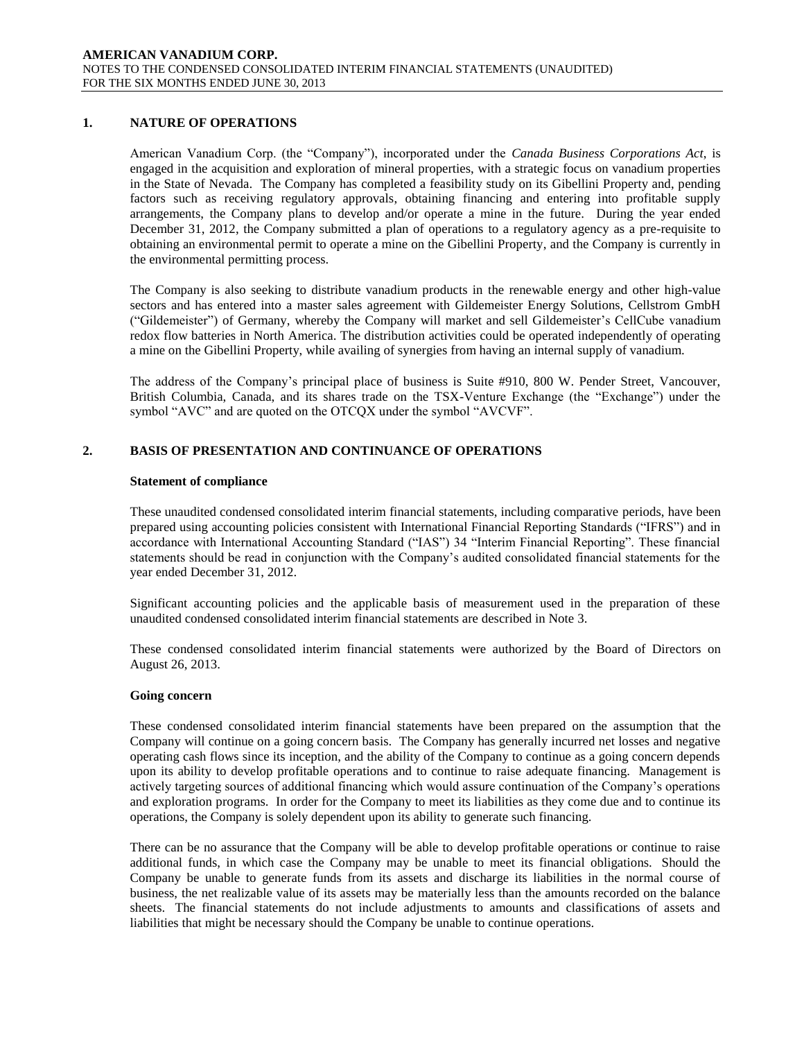## 1. NATURE OF OPERATIONS

American Vanadium Corp. (the "Company"), incorporated under the *Canada Business Corporations Act*, is engaged in the acquisition and exploration of mineral properties, with a strategic focus on vanadium properties in the State of Nevada. The Company has completed a feasibility study on its Gibellini Property and, pending factors such as receiving regulatory approvals, obtaining financing and entering into profitable supply arrangements, the Company plans to develop and/or operate a mine in the future. During the year ended December 31, 2012, the Company submitted a plan of operations to a regulatory agency as a pre-requisite to obtaining an environmental permit to operate a mine on the Gibellini Property, and the Company is currently in the environmental permitting process.

The Company is also seeking to distribute vanadium products in the renewable energy and other high-value sectors and has entered into a master sales agreement with Gildemeister Energy Solutions, Cellstrom GmbH ("Gildemeister") of Germany, whereby the Company will market and sell Gildemeister's CellCube vanadium redox flow batteries in North America. The distribution activities could be operated independently of operating a mine on the Gibellini Property, while availing of synergies from having an internal supply of vanadium.

The address of the Company's principal place of business is Suite #910, 800 W. Pender Street, Vancouver, British Columbia, Canada, and its shares trade on the TSX-Venture Exchange (the "Exchange") under the symbol "AVC" and are quoted on the OTCQX under the symbol "AVCVF".

## 2. BASIS OF PRESENTATION AND CONTINUANCE OF OPERATIONS

### Statement of compliance

These unaudited condensed consolidated interim financial statements, including comparative periods, have been prepared using accounting policies consistent with International Financial Reporting Standards ("IFRS") and in accordance with International Accounting Standard ("IAS") 34 "Interim Financial Reporting". These financial statements should be read in conjunction with the Company's audited consolidated financial statements for the year ended December 31, 2012.

Significant accounting policies and the applicable basis of measurement used in the preparation of these unaudited condensed consolidated interim financial statements are described in Note 3.

These condensed consolidated interim financial statements were authorized by the Board of Directors on August 26, 2013.

### Going concern

These condensed consolidated interim financial statements have been prepared on the assumption that the Company will continue on a going concern basis. The Company has generally incurred net losses and negative operating cash flows since its inception, and the ability of the Company to continue as a going concern depends upon its ability to develop profitable operations and to continue to raise adequate financing. Management is actively targeting sources of additional financing which would assure continuation of the Company's operations and exploration programs. In order for the Company to meet its liabilities as they come due and to continue its operations, the Company is solely dependent upon its ability to generate such financing.

There can be no assurance that the Company will be able to develop profitable operations or continue to raise additional funds, in which case the Company may be unable to meet its financial obligations. Should the Company be unable to generate funds from its assets and discharge its liabilities in the normal course of business, the net realizable value of its assets may be materially less than the amounts recorded on the balance sheets. The financial statements do not include adjustments to amounts and classifications of assets and liabilities that might be necessary should the Company be unable to continue operations.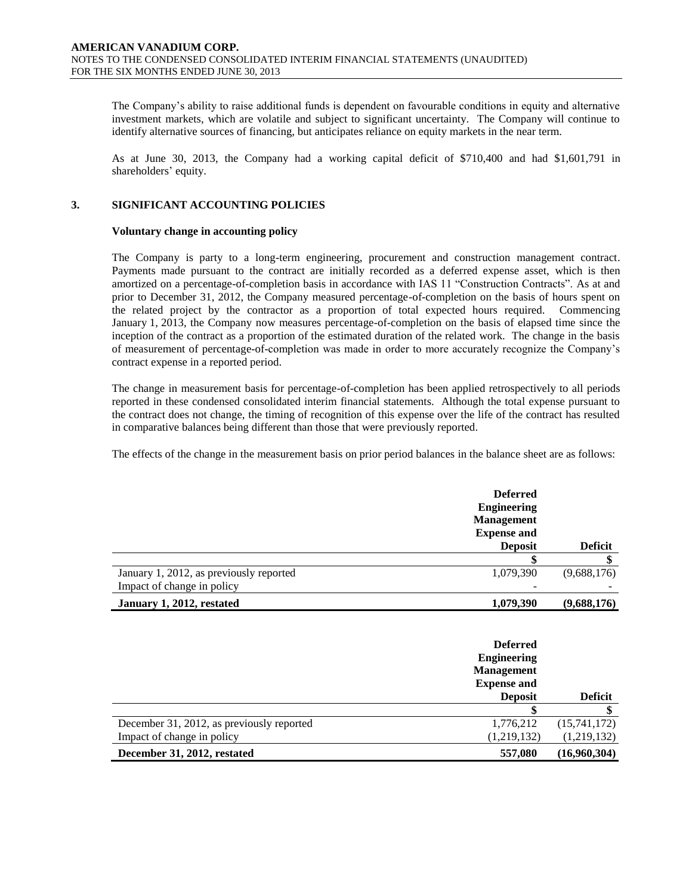The Company's ability to raise additional funds is dependent on favourable conditions in equity and alternative investment markets, which are volatile and subject to significant uncertainty. The Company will continue to identify alternative sources of financing, but anticipates reliance on equity markets in the near term.

As at June 30, 2013, the Company had a working capital deficit of $710,400 and had $1,601,791 in shareholders' equity.

## 3. SIGNIFICANT ACCOUNTING POLICIES

**Voluntary change in accounting policy**

The Company is party to a long-term engineering, procurement and construction management contract. Payments made pursuant to the contract are initially recorded as a deferred expense asset, which is then amortized on a percentage-of-completion basis in accordance with IAS 11 "Construction Contracts". As at and prior to December 31, 2012, the Company measured percentage-of-completion on the basis of hours spent on the related project by the contractor as a proportion of total expected hours required. Commencing January 1, 2013, the Company now measures percentage-of-completion on the basis of elapsed time since the inception of the contract as a proportion of the estimated duration of the related work. The change in the basis of measurement of percentage-of-completion was made in order to more accurately recognize the Company's contract expense in a reported period.

The change in measurement basis for percentage-of-completion has been applied retrospectively to all periods reported in these condensed consolidated interim financial statements. Although the total expense pursuant to the contract does not change, the timing of recognition of this expense over the life of the contract has resulted in comparative balances being different than those that were previously reported.

The effects of the change in the measurement basis on prior period balances in the balance sheet are as follows:

| | Deferred Engineering Management Expense and Deposit | Deficit |
|---|---|---|
| | $ | $ |
| January 1, 2012, as previously reported | 1,079,390 | (9,688,176) |
| Impact of change in policy | - | - |
| **January 1, 2012, restated** | **1,079,390** | **(9,688,176)** |

| | Deferred Engineering Management Expense and Deposit | Deficit |
|---|---|---|
| | $ | $ |
| December 31, 2012, as previously reported | 1,776,212 | (15,741,172) |
| Impact of change in policy | (1,219,132) | (1,219,132) |
| **December 31, 2012, restated** | **557,080** | **(16,960,304)** |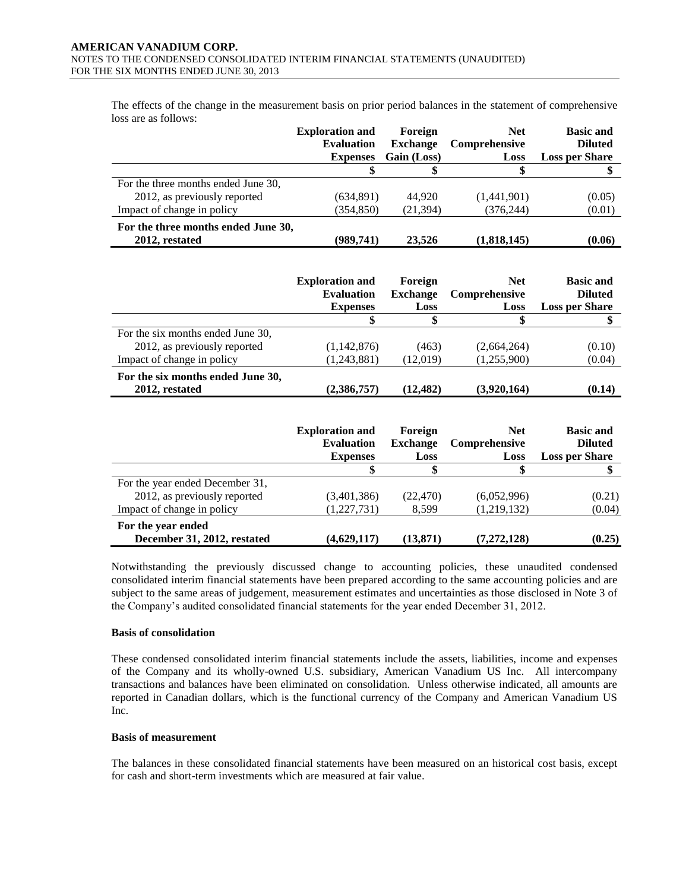The effects of the change in the measurement basis on prior period balances in the statement of comprehensive loss are as follows:

| | Exploration and Evaluation Expenses | Foreign Exchange Gain (Loss) | Net Comprehensive Loss | Basic and Diluted Loss per Share |
|---|---|---|---|---|
| | $ | $ | $ | $ |
| For the three months ended June 30, 2012, as previously reported | (634,891) | 44,920 | (1,441,901) | (0.05) |
| Impact of change in policy | (354,850) | (21,394) | (376,244) | (0.01) |
| **For the three months ended June 30, 2012, restated** | **(989,741)** | **23,526** | **(1,818,145)** | **(0.06)** |

| | Exploration and Evaluation Expenses | Foreign Exchange Loss | Net Comprehensive Loss | Basic and Diluted Loss per Share |
|---|---|---|---|---|
| | $ | $ | $ | $ |
| For the six months ended June 30, 2012, as previously reported | (1,142,876) | (463) | (2,664,264) | (0.10) |
| Impact of change in policy | (1,243,881) | (12,019) | (1,255,900) | (0.04) |
| **For the six months ended June 30, 2012, restated** | **(2,386,757)** | **(12,482)** | **(3,920,164)** | **(0.14)** |

| | Exploration and Evaluation Expenses | Foreign Exchange Loss | Net Comprehensive Loss | Basic and Diluted Loss per Share |
|---|---|---|---|---|
| | $ | $ | $ | $ |
| For the year ended December 31, 2012, as previously reported | (3,401,386) | (22,470) | (6,052,996) | (0.21) |
| Impact of change in policy | (1,227,731) | 8,599 | (1,219,132) | (0.04) |
| **For the year ended December 31, 2012, restated** | **(4,629,117)** | **(13,871)** | **(7,272,128)** | **(0.25)** |

Notwithstanding the previously discussed change to accounting policies, these unaudited condensed consolidated interim financial statements have been prepared according to the same accounting policies and are subject to the same areas of judgement, measurement estimates and uncertainties as those disclosed in Note 3 of the Company's audited consolidated financial statements for the year ended December 31, 2012.

**Basis of consolidation**

These condensed consolidated interim financial statements include the assets, liabilities, income and expenses of the Company and its wholly-owned U.S. subsidiary, American Vanadium US Inc. All intercompany transactions and balances have been eliminated on consolidation. Unless otherwise indicated, all amounts are reported in Canadian dollars, which is the functional currency of the Company and American Vanadium US Inc.

**Basis of measurement**

The balances in these consolidated financial statements have been measured on an historical cost basis, except for cash and short-term investments which are measured at fair value.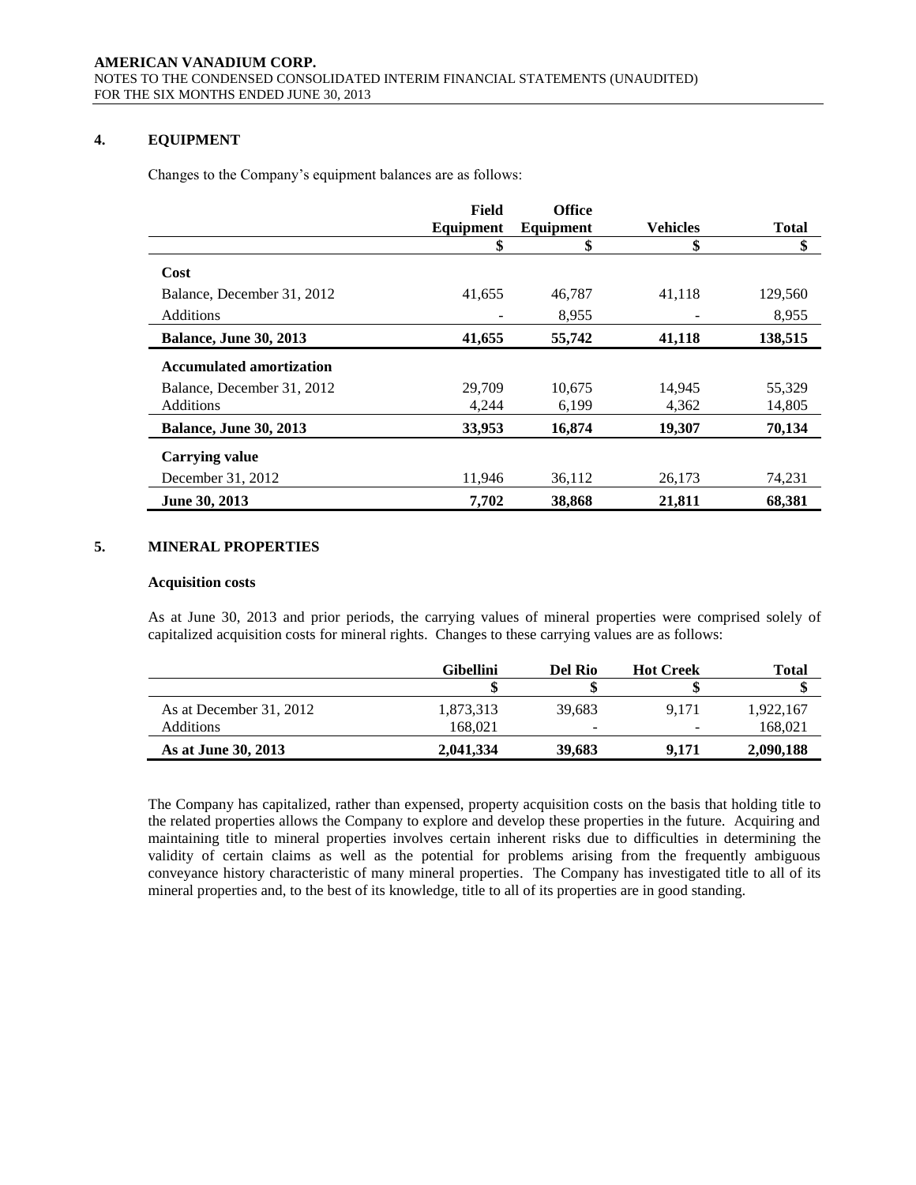## 4. EQUIPMENT

Changes to the Company's equipment balances are as follows:

| | Field Equipment | Office Equipment | Vehicles | Total |
|---|---|---|---|---|
| | \$ | \$ | \$ | \$ |
| **Cost** | | | | |
| Balance, December 31, 2012 | 41,655 | 46,787 | 41,118 | 129,560 |
| Additions | - | 8,955 | - | 8,955 |
| **Balance, June 30, 2013** | **41,655** | **55,742** | **41,118** | **138,515** |
| **Accumulated amortization** | | | | |
| Balance, December 31, 2012 | 29,709 | 10,675 | 14,945 | 55,329 |
| Additions | 4,244 | 6,199 | 4,362 | 14,805 |
| **Balance, June 30, 2013** | **33,953** | **16,874** | **19,307** | **70,134** |
| **Carrying value** | | | | |
| December 31, 2012 | 11,946 | 36,112 | 26,173 | 74,231 |
| **June 30, 2013** | **7,702** | **38,868** | **21,811** | **68,381** |

## 5. MINERAL PROPERTIES

### Acquisition costs

As at June 30, 2013 and prior periods, the carrying values of mineral properties were comprised solely of capitalized acquisition costs for mineral rights. Changes to these carrying values are as follows:

| | Gibellini | Del Rio | Hot Creek | Total |
|---|---|---|---|---|
| | \$ | \$ | \$ | \$ |
| As at December 31, 2012 | 1,873,313 | 39,683 | 9,171 | 1,922,167 |
| Additions | 168,021 | - | - | 168,021 |
| **As at June 30, 2013** | **2,041,334** | **39,683** | **9,171** | **2,090,188** |

The Company has capitalized, rather than expensed, property acquisition costs on the basis that holding title to the related properties allows the Company to explore and develop these properties in the future. Acquiring and maintaining title to mineral properties involves certain inherent risks due to difficulties in determining the validity of certain claims as well as the potential for problems arising from the frequently ambiguous conveyance history characteristic of many mineral properties. The Company has investigated title to all of its mineral properties and, to the best of its knowledge, title to all of its properties are in good standing.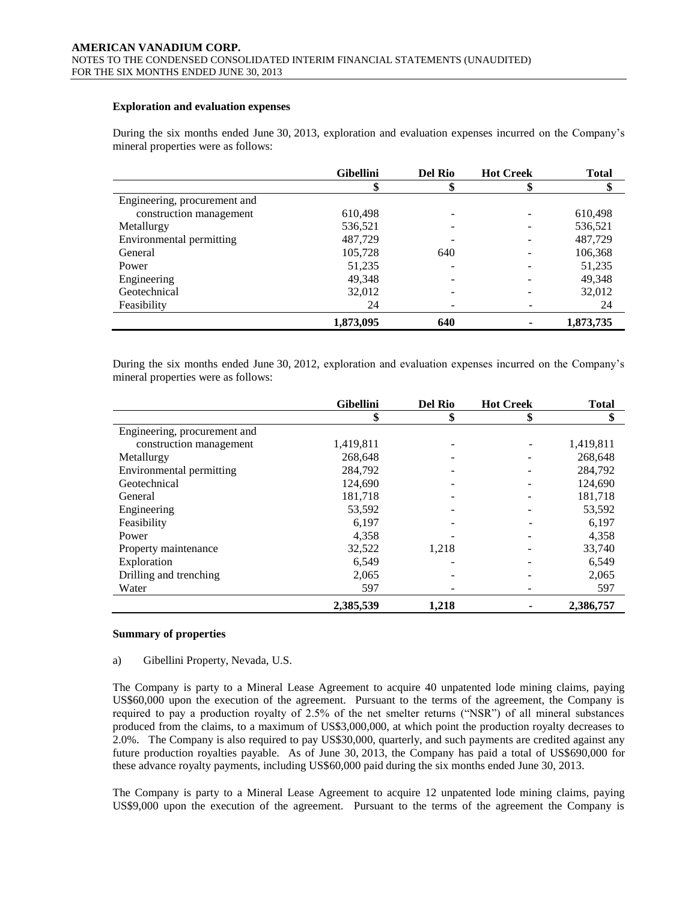### Exploration and evaluation expenses

During the six months ended June 30, 2013, exploration and evaluation expenses incurred on the Company's mineral properties were as follows:

| | Gibellini | Del Rio | Hot Creek | Total |
|---|---|---|---|---|
| | $ | $ | $ | $ |
| Engineering, procurement and construction management | 610,498 | - | - | 610,498 |
| Metallurgy | 536,521 | - | - | 536,521 |
| Environmental permitting | 487,729 | - | - | 487,729 |
| General | 105,728 | 640 | - | 106,368 |
| Power | 51,235 | - | - | 51,235 |
| Engineering | 49,348 | - | - | 49,348 |
| Geotechnical | 32,012 | - | - | 32,012 |
| Feasibility | 24 | - | - | 24 |
| | **1,873,095** | **640** | **-** | **1,873,735** |

During the six months ended June 30, 2012, exploration and evaluation expenses incurred on the Company's mineral properties were as follows:

| | Gibellini | Del Rio | Hot Creek | Total |
|---|---|---|---|---|
| | $ | $ | $ | $ |
| Engineering, procurement and construction management | 1,419,811 | - | - | 1,419,811 |
| Metallurgy | 268,648 | - | - | 268,648 |
| Environmental permitting | 284,792 | - | - | 284,792 |
| Geotechnical | 124,690 | - | - | 124,690 |
| General | 181,718 | - | - | 181,718 |
| Engineering | 53,592 | - | - | 53,592 |
| Feasibility | 6,197 | - | - | 6,197 |
| Power | 4,358 | - | - | 4,358 |
| Property maintenance | 32,522 | 1,218 | - | 33,740 |
| Exploration | 6,549 | - | - | 6,549 |
| Drilling and trenching | 2,065 | - | - | 2,065 |
| Water | 597 | - | - | 597 |
| | **2,385,539** | **1,218** | **-** | **2,386,757** |

### Summary of properties

a) Gibellini Property, Nevada, U.S.

The Company is party to a Mineral Lease Agreement to acquire 40 unpatented lode mining claims, paying US$60,000 upon the execution of the agreement. Pursuant to the terms of the agreement, the Company is required to pay a production royalty of 2.5% of the net smelter returns ("NSR") of all mineral substances produced from the claims, to a maximum of US$3,000,000, at which point the production royalty decreases to 2.0%. The Company is also required to pay US$30,000, quarterly, and such payments are credited against any future production royalties payable. As of June 30, 2013, the Company has paid a total of US$690,000 for these advance royalty payments, including US$60,000 paid during the six months ended June 30, 2013.

The Company is party to a Mineral Lease Agreement to acquire 12 unpatented lode mining claims, paying US$9,000 upon the execution of the agreement. Pursuant to the terms of the agreement the Company is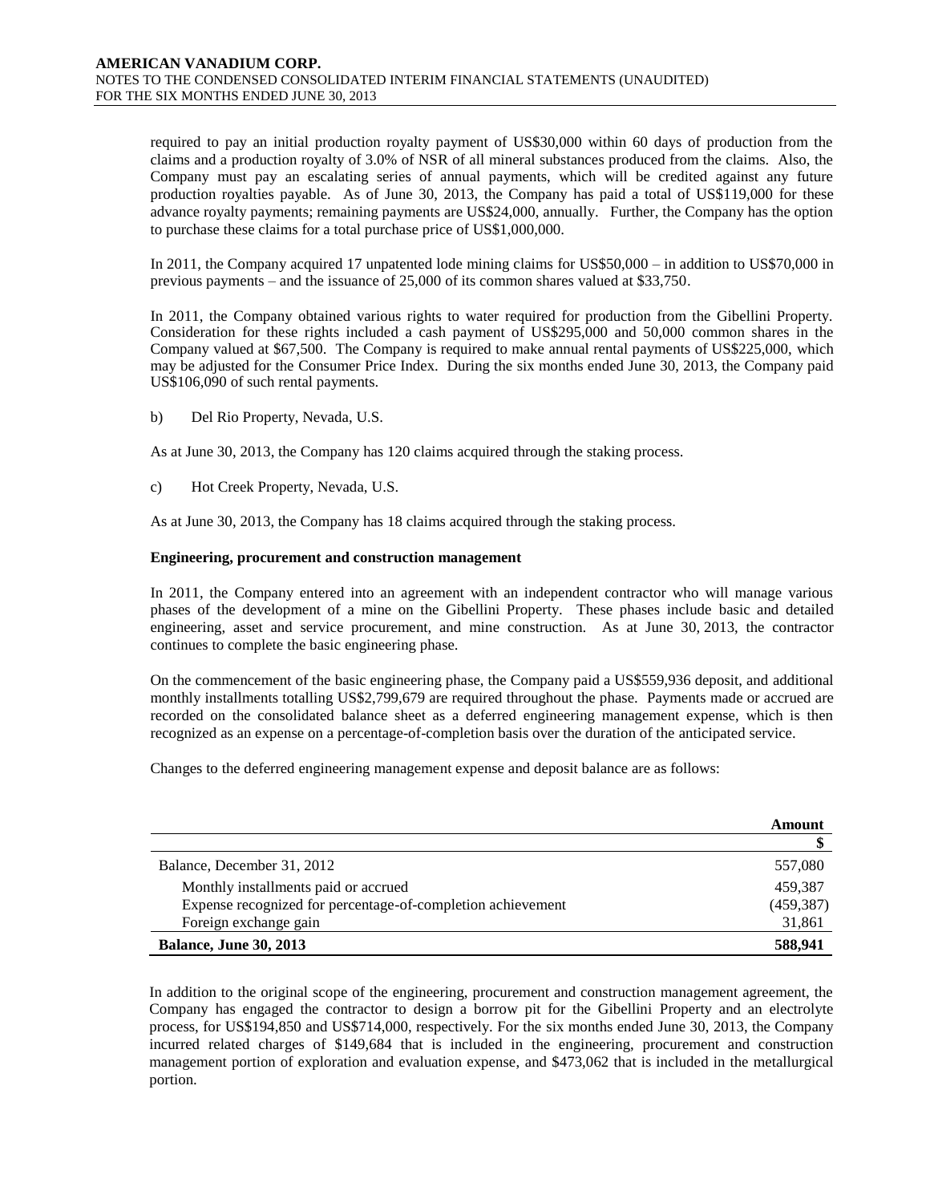required to pay an initial production royalty payment of US$30,000 within 60 days of production from the claims and a production royalty of 3.0% of NSR of all mineral substances produced from the claims. Also, the Company must pay an escalating series of annual payments, which will be credited against any future production royalties payable. As of June 30, 2013, the Company has paid a total of US$119,000 for these advance royalty payments; remaining payments are US$24,000, annually. Further, the Company has the option to purchase these claims for a total purchase price of US$1,000,000.

In 2011, the Company acquired 17 unpatented lode mining claims for US$50,000 – in addition to US$70,000 in previous payments – and the issuance of 25,000 of its common shares valued at $33,750.

In 2011, the Company obtained various rights to water required for production from the Gibellini Property. Consideration for these rights included a cash payment of US$295,000 and 50,000 common shares in the Company valued at $67,500. The Company is required to make annual rental payments of US$225,000, which may be adjusted for the Consumer Price Index. During the six months ended June 30, 2013, the Company paid US$106,090 of such rental payments.

b) Del Rio Property, Nevada, U.S.

As at June 30, 2013, the Company has 120 claims acquired through the staking process.

c) Hot Creek Property, Nevada, U.S.

As at June 30, 2013, the Company has 18 claims acquired through the staking process.

**Engineering, procurement and construction management**

In 2011, the Company entered into an agreement with an independent contractor who will manage various phases of the development of a mine on the Gibellini Property. These phases include basic and detailed engineering, asset and service procurement, and mine construction. As at June 30, 2013, the contractor continues to complete the basic engineering phase.

On the commencement of the basic engineering phase, the Company paid a US$559,936 deposit, and additional monthly installments totalling US$2,799,679 are required throughout the phase. Payments made or accrued are recorded on the consolidated balance sheet as a deferred engineering management expense, which is then recognized as an expense on a percentage-of-completion basis over the duration of the anticipated service.

Changes to the deferred engineering management expense and deposit balance are as follows:

| | Amount |
|---|---|
| | $ |
| Balance, December 31, 2012 | 557,080 |
| Monthly installments paid or accrued | 459,387 |
| Expense recognized for percentage-of-completion achievement | (459,387) |
| Foreign exchange gain | 31,861 |
| **Balance, June 30, 2013** | **588,941** |

In addition to the original scope of the engineering, procurement and construction management agreement, the Company has engaged the contractor to design a borrow pit for the Gibellini Property and an electrolyte process, for US$194,850 and US$714,000, respectively. For the six months ended June 30, 2013, the Company incurred related charges of $149,684 that is included in the engineering, procurement and construction management portion of exploration and evaluation expense, and $473,062 that is included in the metallurgical portion.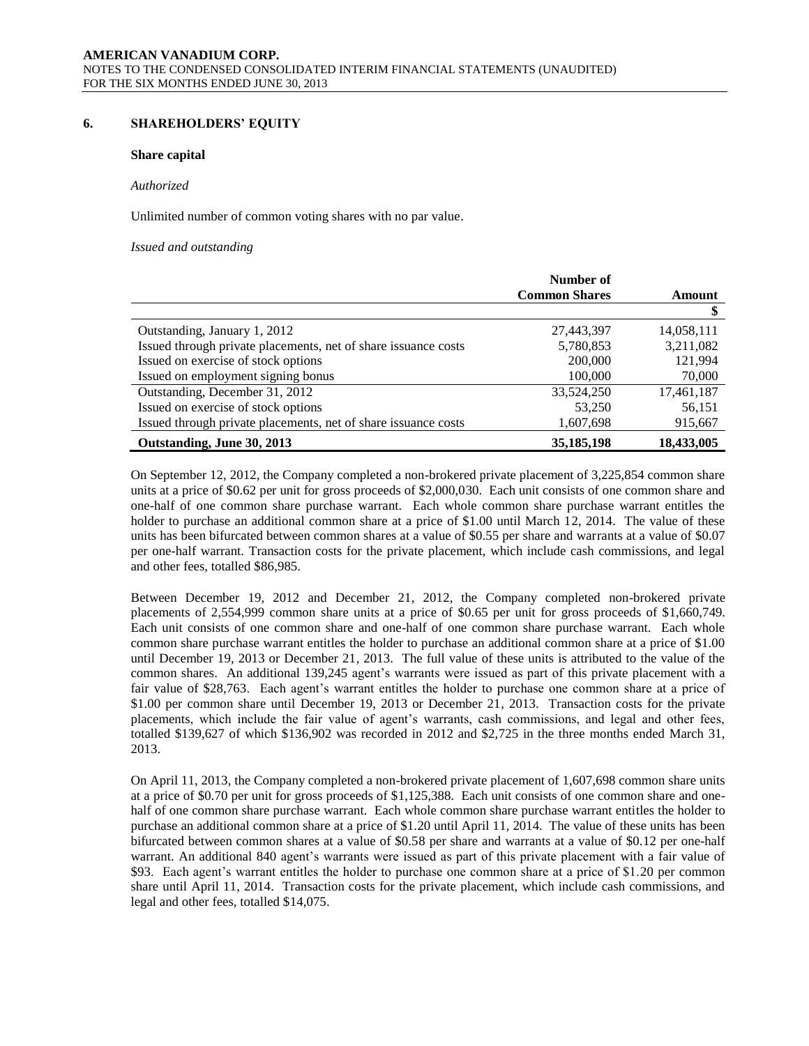## 6. SHAREHOLDERS' EQUITY

### Share capital

*Authorized*

Unlimited number of common voting shares with no par value.

*Issued and outstanding*

| | Number of Common Shares | Amount |
|---|---|---|
| | | $ |
| Outstanding, January 1, 2012 | 27,443,397 | 14,058,111 |
| Issued through private placements, net of share issuance costs | 5,780,853 | 3,211,082 |
| Issued on exercise of stock options | 200,000 | 121,994 |
| Issued on employment signing bonus | 100,000 | 70,000 |
| Outstanding, December 31, 2012 | 33,524,250 | 17,461,187 |
| Issued on exercise of stock options | 53,250 | 56,151 |
| Issued through private placements, net of share issuance costs | 1,607,698 | 915,667 |
| **Outstanding, June 30, 2013** | **35,185,198** | **18,433,005** |

On September 12, 2012, the Company completed a non-brokered private placement of 3,225,854 common share units at a price of $0.62 per unit for gross proceeds of $2,000,030. Each unit consists of one common share and one-half of one common share purchase warrant. Each whole common share purchase warrant entitles the holder to purchase an additional common share at a price of $1.00 until March 12, 2014. The value of these units has been bifurcated between common shares at a value of $0.55 per share and warrants at a value of $0.07 per one-half warrant. Transaction costs for the private placement, which include cash commissions, and legal and other fees, totalled $86,985.

Between December 19, 2012 and December 21, 2012, the Company completed non-brokered private placements of 2,554,999 common share units at a price of $0.65 per unit for gross proceeds of $1,660,749. Each unit consists of one common share and one-half of one common share purchase warrant. Each whole common share purchase warrant entitles the holder to purchase an additional common share at a price of $1.00 until December 19, 2013 or December 21, 2013. The full value of these units is attributed to the value of the common shares. An additional 139,245 agent's warrants were issued as part of this private placement with a fair value of $28,763. Each agent's warrant entitles the holder to purchase one common share at a price of $1.00 per common share until December 19, 2013 or December 21, 2013. Transaction costs for the private placements, which include the fair value of agent's warrants, cash commissions, and legal and other fees, totalled $139,627 of which $136,902 was recorded in 2012 and $2,725 in the three months ended March 31, 2013.

On April 11, 2013, the Company completed a non-brokered private placement of 1,607,698 common share units at a price of $0.70 per unit for gross proceeds of $1,125,388. Each unit consists of one common share and one-half of one common share purchase warrant. Each whole common share purchase warrant entitles the holder to purchase an additional common share at a price of $1.20 until April 11, 2014. The value of these units has been bifurcated between common shares at a value of $0.58 per share and warrants at a value of $0.12 per one-half warrant. An additional 840 agent's warrants were issued as part of this private placement with a fair value of $93. Each agent's warrant entitles the holder to purchase one common share at a price of $1.20 per common share until April 11, 2014. Transaction costs for the private placement, which include cash commissions, and legal and other fees, totalled $14,075.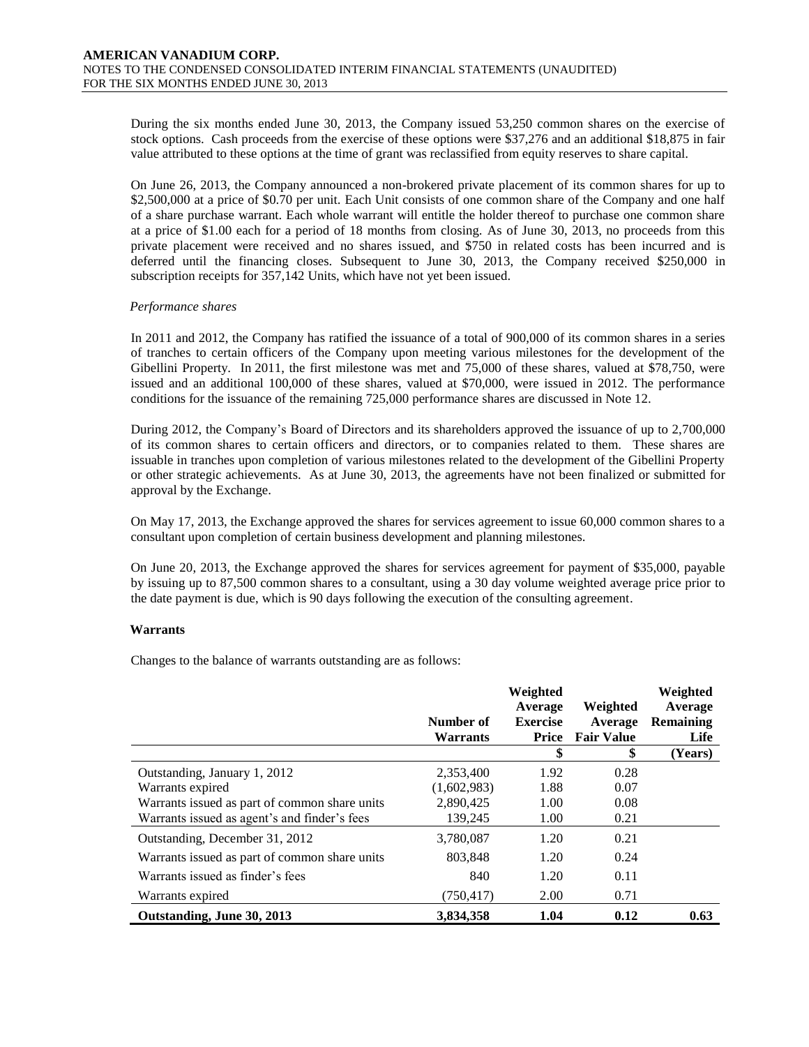During the six months ended June 30, 2013, the Company issued 53,250 common shares on the exercise of stock options. Cash proceeds from the exercise of these options were $37,276 and an additional $18,875 in fair value attributed to these options at the time of grant was reclassified from equity reserves to share capital.

On June 26, 2013, the Company announced a non-brokered private placement of its common shares for up to $2,500,000 at a price of $0.70 per unit. Each Unit consists of one common share of the Company and one half of a share purchase warrant. Each whole warrant will entitle the holder thereof to purchase one common share at a price of $1.00 each for a period of 18 months from closing. As of June 30, 2013, no proceeds from this private placement were received and no shares issued, and $750 in related costs has been incurred and is deferred until the financing closes. Subsequent to June 30, 2013, the Company received $250,000 in subscription receipts for 357,142 Units, which have not yet been issued.

*Performance shares*

In 2011 and 2012, the Company has ratified the issuance of a total of 900,000 of its common shares in a series of tranches to certain officers of the Company upon meeting various milestones for the development of the Gibellini Property. In 2011, the first milestone was met and 75,000 of these shares, valued at $78,750, were issued and an additional 100,000 of these shares, valued at $70,000, were issued in 2012. The performance conditions for the issuance of the remaining 725,000 performance shares are discussed in Note 12.

During 2012, the Company's Board of Directors and its shareholders approved the issuance of up to 2,700,000 of its common shares to certain officers and directors, or to companies related to them. These shares are issuable in tranches upon completion of various milestones related to the development of the Gibellini Property or other strategic achievements. As at June 30, 2013, the agreements have not been finalized or submitted for approval by the Exchange.

On May 17, 2013, the Exchange approved the shares for services agreement to issue 60,000 common shares to a consultant upon completion of certain business development and planning milestones.

On June 20, 2013, the Exchange approved the shares for services agreement for payment of $35,000, payable by issuing up to 87,500 common shares to a consultant, using a 30 day volume weighted average price prior to the date payment is due, which is 90 days following the execution of the consulting agreement.

**Warrants**

Changes to the balance of warrants outstanding are as follows:

| | Number of Warrants | Weighted Average Exercise Price | Weighted Average Fair Value | Weighted Average Remaining Life |
|---|---|---|---|---|
| | | $ | $ | (Years) |
| Outstanding, January 1, 2012 | 2,353,400 | 1.92 | 0.28 | |
| Warrants expired | (1,602,983) | 1.88 | 0.07 | |
| Warrants issued as part of common share units | 2,890,425 | 1.00 | 0.08 | |
| Warrants issued as agent's and finder's fees | 139,245 | 1.00 | 0.21 | |
| Outstanding, December 31, 2012 | 3,780,087 | 1.20 | 0.21 | |
| Warrants issued as part of common share units | 803,848 | 1.20 | 0.24 | |
| Warrants issued as finder's fees | 840 | 1.20 | 0.11 | |
| Warrants expired | (750,417) | 2.00 | 0.71 | |
| **Outstanding, June 30, 2013** | **3,834,358** | **1.04** | **0.12** | **0.63** |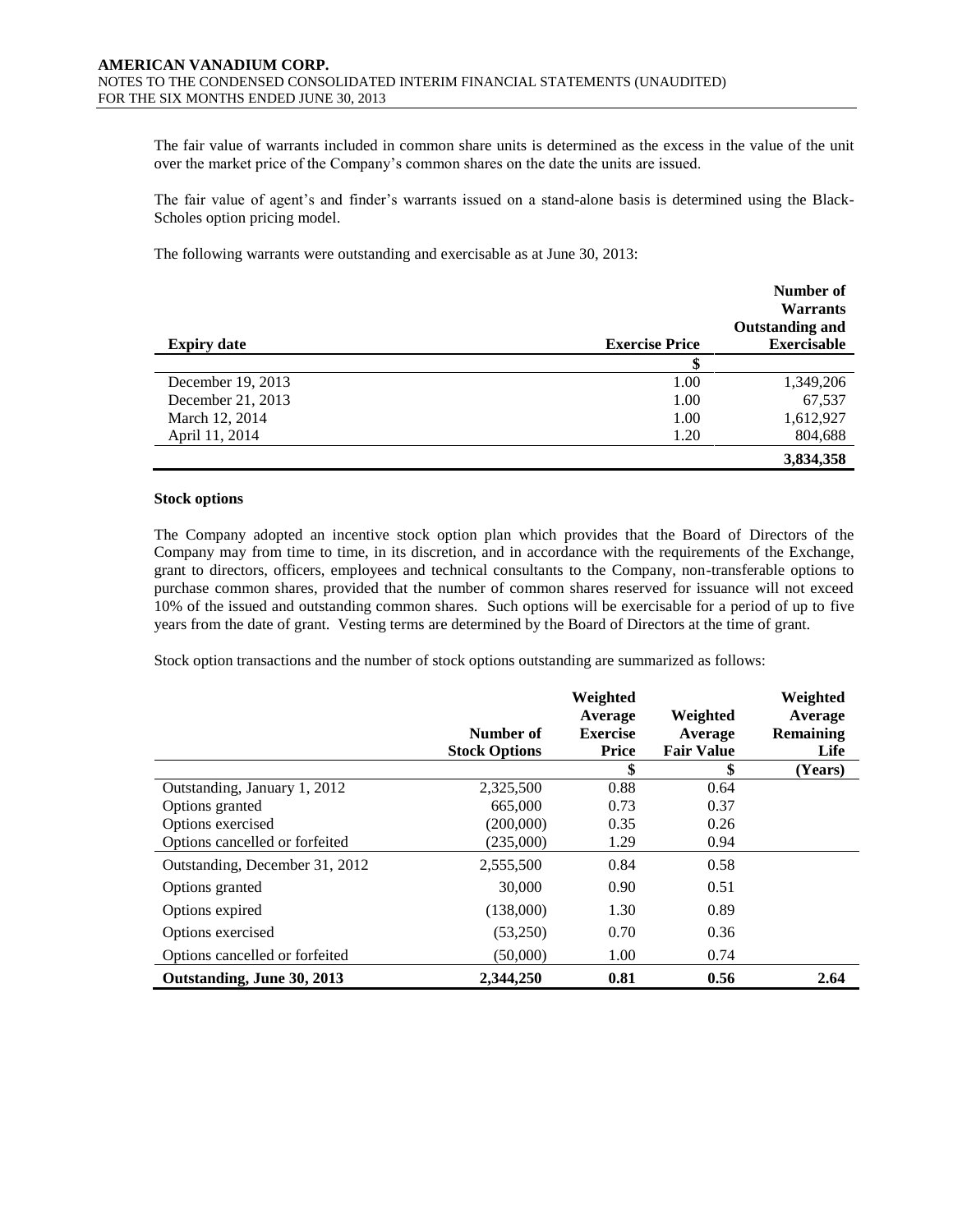The fair value of warrants included in common share units is determined as the excess in the value of the unit over the market price of the Company's common shares on the date the units are issued.

The fair value of agent's and finder's warrants issued on a stand-alone basis is determined using the Black-Scholes option pricing model.

The following warrants were outstanding and exercisable as at June 30, 2013:

| Expiry date | Exercise Price | Number of Warrants Outstanding and Exercisable |
|---|---|---|
| | $ | |
| December 19, 2013 | 1.00 | 1,349,206 |
| December 21, 2013 | 1.00 | 67,537 |
| March 12, 2014 | 1.00 | 1,612,927 |
| April 11, 2014 | 1.20 | 804,688 |
| | | **3,834,358** |

**Stock options**

The Company adopted an incentive stock option plan which provides that the Board of Directors of the Company may from time to time, in its discretion, and in accordance with the requirements of the Exchange, grant to directors, officers, employees and technical consultants to the Company, non-transferable options to purchase common shares, provided that the number of common shares reserved for issuance will not exceed 10% of the issued and outstanding common shares. Such options will be exercisable for a period of up to five years from the date of grant. Vesting terms are determined by the Board of Directors at the time of grant.

Stock option transactions and the number of stock options outstanding are summarized as follows:

| | Number of Stock Options | Weighted Average Exercise Price | Weighted Average Fair Value | Weighted Average Remaining Life |
|---|---|---|---|---|
| | | $ | $ | (Years) |
| Outstanding, January 1, 2012 | 2,325,500 | 0.88 | 0.64 | |
| Options granted | 665,000 | 0.73 | 0.37 | |
| Options exercised | (200,000) | 0.35 | 0.26 | |
| Options cancelled or forfeited | (235,000) | 1.29 | 0.94 | |
| Outstanding, December 31, 2012 | 2,555,500 | 0.84 | 0.58 | |
| Options granted | 30,000 | 0.90 | 0.51 | |
| Options expired | (138,000) | 1.30 | 0.89 | |
| Options exercised | (53,250) | 0.70 | 0.36 | |
| Options cancelled or forfeited | (50,000) | 1.00 | 0.74 | |
| **Outstanding, June 30, 2013** | **2,344,250** | **0.81** | **0.56** | **2.64** |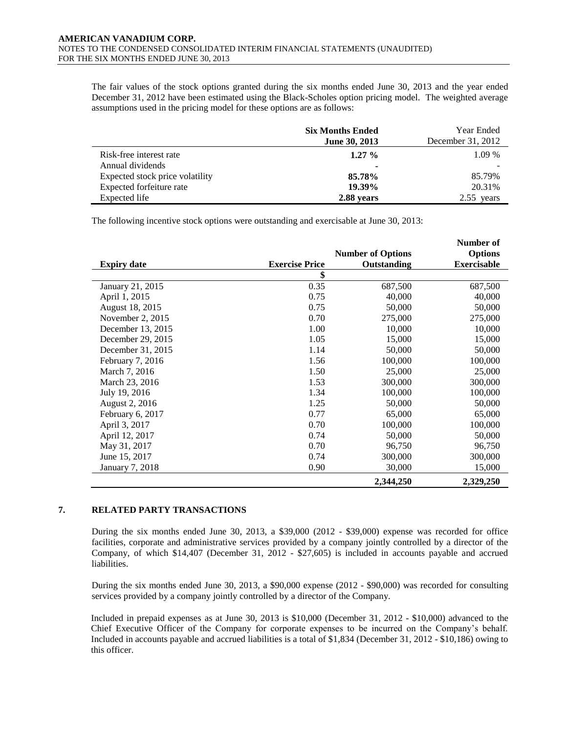The fair values of the stock options granted during the six months ended June 30, 2013 and the year ended December 31, 2012 have been estimated using the Black-Scholes option pricing model. The weighted average assumptions used in the pricing model for these options are as follows:

| | **Six Months Ended June 30, 2013** | Year Ended December 31, 2012 |
|---|---|---|
| Risk-free interest rate | **1.27 %** | 1.09 % |
| Annual dividends | **-** | - |
| Expected stock price volatility | **85.78%** | 85.79% |
| Expected forfeiture rate | **19.39%** | 20.31% |
| Expected life | **2.88 years** | 2.55 years |

The following incentive stock options were outstanding and exercisable at June 30, 2013:

| **Expiry date** | **Exercise Price** | **Number of Options Outstanding** | **Number of Options Exercisable** |
|---|---|---|---|
| | **$** | | |
| January 21, 2015 | 0.35 | 687,500 | 687,500 |
| April 1, 2015 | 0.75 | 40,000 | 40,000 |
| August 18, 2015 | 0.75 | 50,000 | 50,000 |
| November 2, 2015 | 0.70 | 275,000 | 275,000 |
| December 13, 2015 | 1.00 | 10,000 | 10,000 |
| December 29, 2015 | 1.05 | 15,000 | 15,000 |
| December 31, 2015 | 1.14 | 50,000 | 50,000 |
| February 7, 2016 | 1.56 | 100,000 | 100,000 |
| March 7, 2016 | 1.50 | 25,000 | 25,000 |
| March 23, 2016 | 1.53 | 300,000 | 300,000 |
| July 19, 2016 | 1.34 | 100,000 | 100,000 |
| August 2, 2016 | 1.25 | 50,000 | 50,000 |
| February 6, 2017 | 0.77 | 65,000 | 65,000 |
| April 3, 2017 | 0.70 | 100,000 | 100,000 |
| April 12, 2017 | 0.74 | 50,000 | 50,000 |
| May 31, 2017 | 0.70 | 96,750 | 96,750 |
| June 15, 2017 | 0.74 | 300,000 | 300,000 |
| January 7, 2018 | 0.90 | 30,000 | 15,000 |
| | | **2,344,250** | **2,329,250** |

## 7. RELATED PARTY TRANSACTIONS

During the six months ended June 30, 2013, a $39,000 (2012 - $39,000) expense was recorded for office facilities, corporate and administrative services provided by a company jointly controlled by a director of the Company, of which $14,407 (December 31, 2012 - $27,605) is included in accounts payable and accrued liabilities.

During the six months ended June 30, 2013, a $90,000 expense (2012 - $90,000) was recorded for consulting services provided by a company jointly controlled by a director of the Company.

Included in prepaid expenses as at June 30, 2013 is $10,000 (December 31, 2012 - $10,000) advanced to the Chief Executive Officer of the Company for corporate expenses to be incurred on the Company's behalf. Included in accounts payable and accrued liabilities is a total of $1,834 (December 31, 2012 - $10,186) owing to this officer.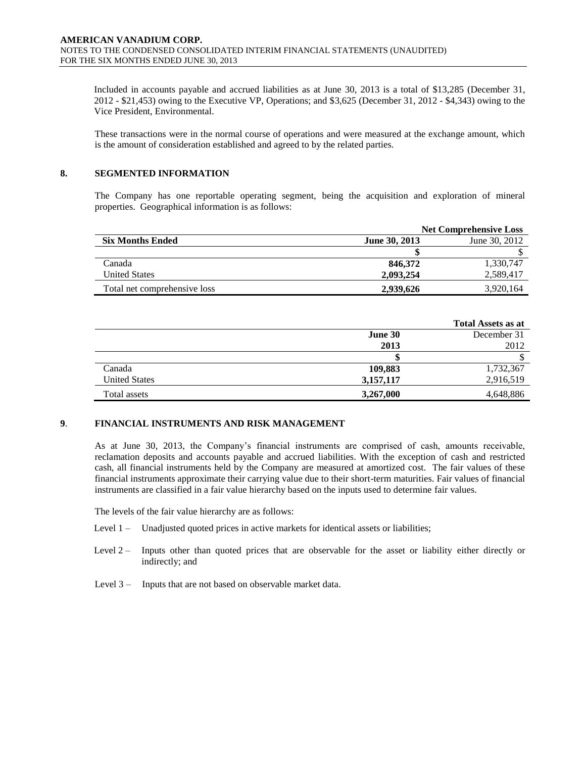Included in accounts payable and accrued liabilities as at June 30, 2013 is a total of $13,285 (December 31, 2012 - $21,453) owing to the Executive VP, Operations; and $3,625 (December 31, 2012 - $4,343) owing to the Vice President, Environmental.

These transactions were in the normal course of operations and were measured at the exchange amount, which is the amount of consideration established and agreed to by the related parties.

## 8. SEGMENTED INFORMATION

The Company has one reportable operating segment, being the acquisition and exploration of mineral properties. Geographical information is as follows:

| | **Net Comprehensive Loss** | |
|---|---|---|
| **Six Months Ended** | **June 30, 2013** | June 30, 2012 |
| | **$** | $ |
| Canada | **846,372** | 1,330,747 |
| United States | **2,093,254** | 2,589,417 |
| Total net comprehensive loss | **2,939,626** | 3,920,164 |

| | **Total Assets as at** | |
|---|---|---|
| | **June 30 2013** | December 31 2012 |
| | **$** | $ |
| Canada | **109,883** | 1,732,367 |
| United States | **3,157,117** | 2,916,519 |
| Total assets | **3,267,000** | 4,648,886 |

## 9. FINANCIAL INSTRUMENTS AND RISK MANAGEMENT

As at June 30, 2013, the Company's financial instruments are comprised of cash, amounts receivable, reclamation deposits and accounts payable and accrued liabilities. With the exception of cash and restricted cash, all financial instruments held by the Company are measured at amortized cost. The fair values of these financial instruments approximate their carrying value due to their short-term maturities. Fair values of financial instruments are classified in a fair value hierarchy based on the inputs used to determine fair values.

The levels of the fair value hierarchy are as follows:

- Level 1 – Unadjusted quoted prices in active markets for identical assets or liabilities;
- Level 2 – Inputs other than quoted prices that are observable for the asset or liability either directly or indirectly; and
- Level 3 – Inputs that are not based on observable market data.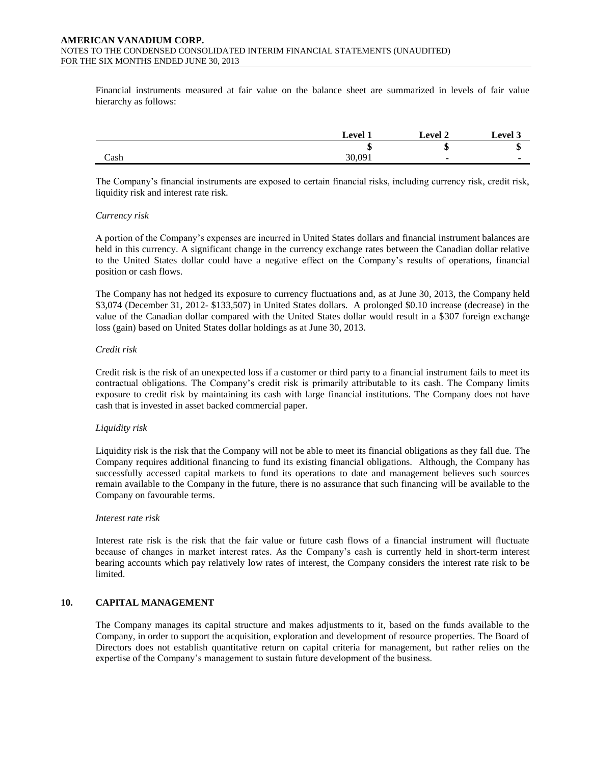Financial instruments measured at fair value on the balance sheet are summarized in levels of fair value hierarchy as follows:

| | Level 1 | Level 2 | Level 3 |
|---|---|---|---|
| | $ | $ | $ |
| Cash | 30,091 | - | - |

The Company's financial instruments are exposed to certain financial risks, including currency risk, credit risk, liquidity risk and interest rate risk.

*Currency risk*

A portion of the Company's expenses are incurred in United States dollars and financial instrument balances are held in this currency. A significant change in the currency exchange rates between the Canadian dollar relative to the United States dollar could have a negative effect on the Company's results of operations, financial position or cash flows.

The Company has not hedged its exposure to currency fluctuations and, as at June 30, 2013, the Company held $3,074 (December 31, 2012- $133,507) in United States dollars. A prolonged $0.10 increase (decrease) in the value of the Canadian dollar compared with the United States dollar would result in a $307 foreign exchange loss (gain) based on United States dollar holdings as at June 30, 2013.

*Credit risk*

Credit risk is the risk of an unexpected loss if a customer or third party to a financial instrument fails to meet its contractual obligations. The Company's credit risk is primarily attributable to its cash. The Company limits exposure to credit risk by maintaining its cash with large financial institutions. The Company does not have cash that is invested in asset backed commercial paper.

*Liquidity risk*

Liquidity risk is the risk that the Company will not be able to meet its financial obligations as they fall due. The Company requires additional financing to fund its existing financial obligations. Although, the Company has successfully accessed capital markets to fund its operations to date and management believes such sources remain available to the Company in the future, there is no assurance that such financing will be available to the Company on favourable terms.

*Interest rate risk*

Interest rate risk is the risk that the fair value or future cash flows of a financial instrument will fluctuate because of changes in market interest rates. As the Company's cash is currently held in short-term interest bearing accounts which pay relatively low rates of interest, the Company considers the interest rate risk to be limited.

## 10. CAPITAL MANAGEMENT

The Company manages its capital structure and makes adjustments to it, based on the funds available to the Company, in order to support the acquisition, exploration and development of resource properties. The Board of Directors does not establish quantitative return on capital criteria for management, but rather relies on the expertise of the Company's management to sustain future development of the business.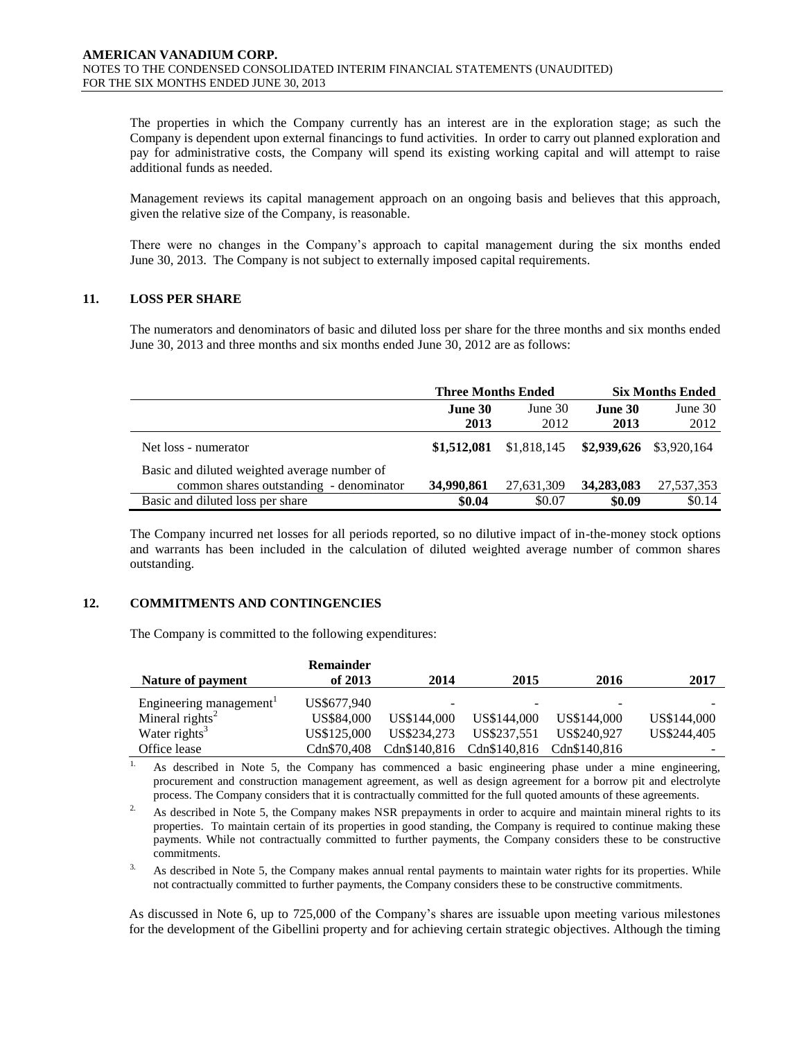The properties in which the Company currently has an interest are in the exploration stage; as such the Company is dependent upon external financings to fund activities. In order to carry out planned exploration and pay for administrative costs, the Company will spend its existing working capital and will attempt to raise additional funds as needed.

Management reviews its capital management approach on an ongoing basis and believes that this approach, given the relative size of the Company, is reasonable.

There were no changes in the Company's approach to capital management during the six months ended June 30, 2013. The Company is not subject to externally imposed capital requirements.

## 11. LOSS PER SHARE

The numerators and denominators of basic and diluted loss per share for the three months and six months ended June 30, 2013 and three months and six months ended June 30, 2012 are as follows:

| | **Three Months Ended** | | **Six Months Ended** | |
|---|---|---|---|---|
| | **June 30 2013** | June 30 2012 | **June 30 2013** | June 30 2012 |
| Net loss - numerator | **$1,512,081** | $1,818,145 | **$2,939,626** | $3,920,164 |
| Basic and diluted weighted average number of common shares outstanding - denominator | **34,990,861** | 27,631,309 | **34,283,083** | 27,537,353 |
| Basic and diluted loss per share | **$0.04** | $0.07 | **$0.09** | $0.14 |

The Company incurred net losses for all periods reported, so no dilutive impact of in-the-money stock options and warrants has been included in the calculation of diluted weighted average number of common shares outstanding.

## 12. COMMITMENTS AND CONTINGENCIES

The Company is committed to the following expenditures:

| **Nature of payment** | **Remainder of 2013** | **2014** | **2015** | **2016** | **2017** |
|---|---|---|---|---|---|
| Engineering management[1] | US$677,940 | - | - | - | - |
| Mineral rights[2] | US$84,000 | US$144,000 | US$144,000 | US$144,000 | US$144,000 |
| Water rights[3] | US$125,000 | US$234,273 | US$237,551 | US$240,927 | US$244,405 |
| Office lease | Cdn$70,408 | Cdn$140,816 | Cdn$140,816 | Cdn$140,816 | - |

1. As described in Note 5, the Company has commenced a basic engineering phase under a mine engineering, procurement and construction management agreement, as well as design agreement for a borrow pit and electrolyte process. The Company considers that it is contractually committed for the full quoted amounts of these agreements.

2. As described in Note 5, the Company makes NSR prepayments in order to acquire and maintain mineral rights to its properties. To maintain certain of its properties in good standing, the Company is required to continue making these payments. While not contractually committed to further payments, the Company considers these to be constructive commitments.

3. As described in Note 5, the Company makes annual rental payments to maintain water rights for its properties. While not contractually committed to further payments, the Company considers these to be constructive commitments.

As discussed in Note 6, up to 725,000 of the Company's shares are issuable upon meeting various milestones for the development of the Gibellini property and for achieving certain strategic objectives. Although the timing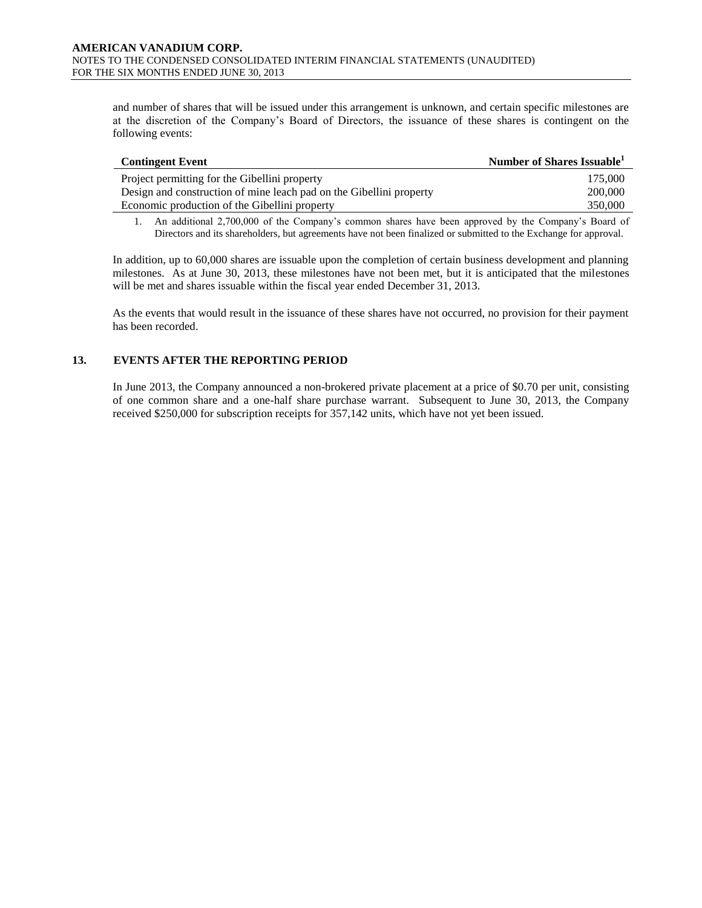and number of shares that will be issued under this arrangement is unknown, and certain specific milestones are at the discretion of the Company's Board of Directors, the issuance of these shares is contingent on the following events:

| Contingent Event | Number of Shares Issuable[1] |
|---|---|
| Project permitting for the Gibellini property | 175,000 |
| Design and construction of mine leach pad on the Gibellini property | 200,000 |
| Economic production of the Gibellini property | 350,000 |

1. An additional 2,700,000 of the Company's common shares have been approved by the Company's Board of Directors and its shareholders, but agreements have not been finalized or submitted to the Exchange for approval.

In addition, up to 60,000 shares are issuable upon the completion of certain business development and planning milestones. As at June 30, 2013, these milestones have not been met, but it is anticipated that the milestones will be met and shares issuable within the fiscal year ended December 31, 2013.

As the events that would result in the issuance of these shares have not occurred, no provision for their payment has been recorded.

## 13. EVENTS AFTER THE REPORTING PERIOD

In June 2013, the Company announced a non-brokered private placement at a price of \$0.70 per unit, consisting of one common share and a one-half share purchase warrant. Subsequent to June 30, 2013, the Company received \$250,000 for subscription receipts for 357,142 units, which have not yet been issued.